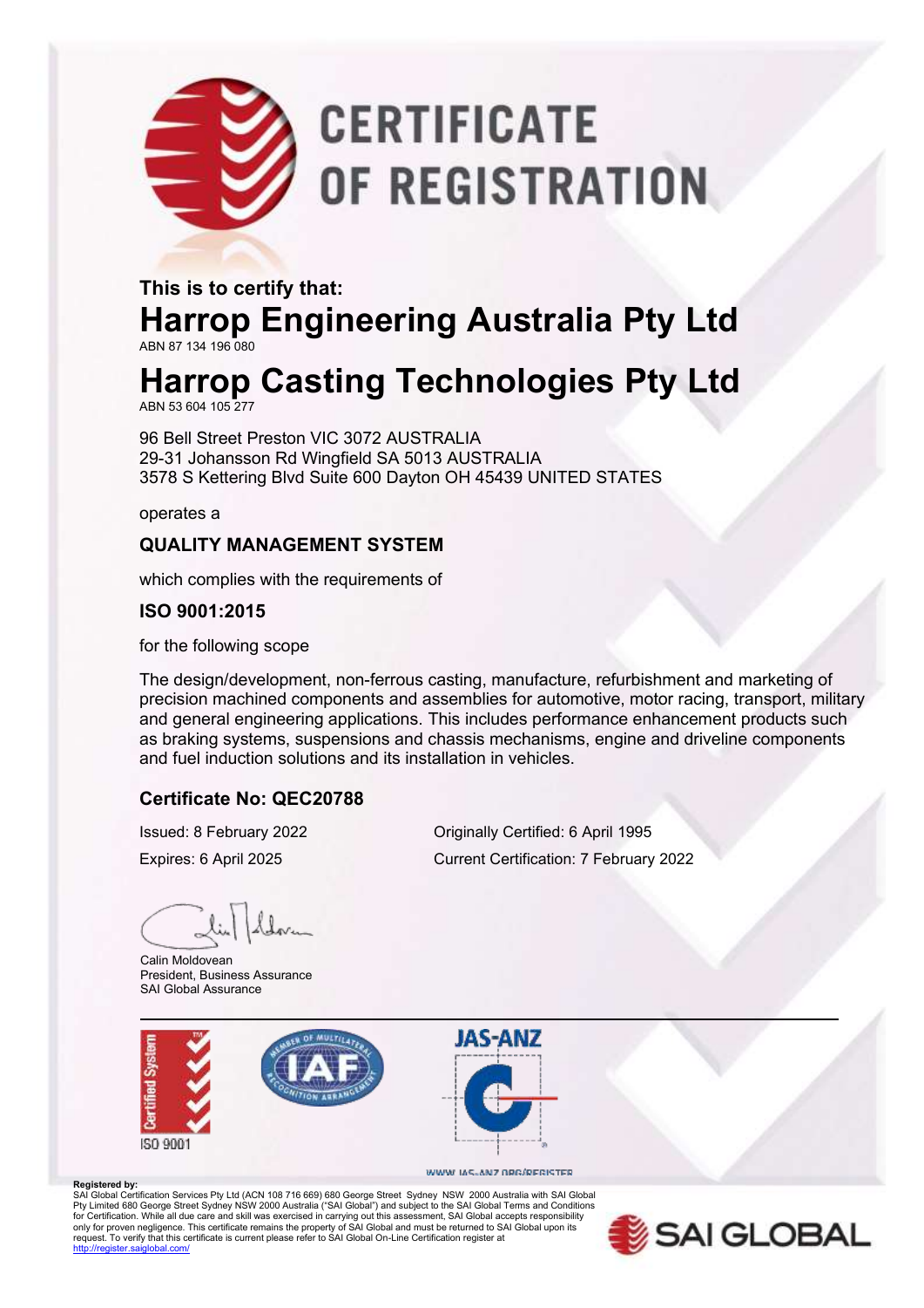# CERTIFICATE OF REGISTRATION

**This is to certify that:**

## Harrop Engineering Australia Pty Ltd

ABN 87 134 196 080

## Harrop Casting Technologies Pty Ltd

ABN 53 604 105 277

96 Bell Street Preston VIC 3072 AUSTRALIA
29-31 Johansson Rd Wingfield SA 5013 AUSTRALIA
3578 S Kettering Blvd Suite 600 Dayton OH 45439 UNITED STATES

operates a

**QUALITY MANAGEMENT SYSTEM**

which complies with the requirements of

**ISO 9001:2015**

for the following scope

The design/development, non-ferrous casting, manufacture, refurbishment and marketing of precision machined components and assemblies for automotive, motor racing, transport, military and general engineering applications. This includes performance enhancement products such as braking systems, suspensions and chassis mechanisms, engine and driveline components and fuel induction solutions and its installation in vehicles.

**Certificate No: QEC20788**

Issued: 8 February 2022

Expires: 6 April 2025

Originally Certified: 6 April 1995

Current Certification: 7 February 2022

Calin Moldovean
President, Business Assurance
SAI Global Assurance

Certified System ISO 9001

JAS-ANZ

WWW.JAS-ANZ.ORG/REGISTER

**Registered by:**
SAI Global Certification Services Pty Ltd (ACN 108 716 669) 680 George Street Sydney NSW 2000 Australia with SAI Global Pty Limited 680 George Street Sydney NSW 2000 Australia ("SAI Global") and subject to the SAI Global Terms and Conditions for Certification. While all due care and skill was exercised in carrying out this assessment, SAI Global accepts responsibility only for proven negligence. This certificate remains the property of SAI Global and must be returned to SAI Global upon its request. To verify that this certificate is current please refer to SAI Global On-Line Certification register at http://register.saiglobal.com/

SAI GLOBAL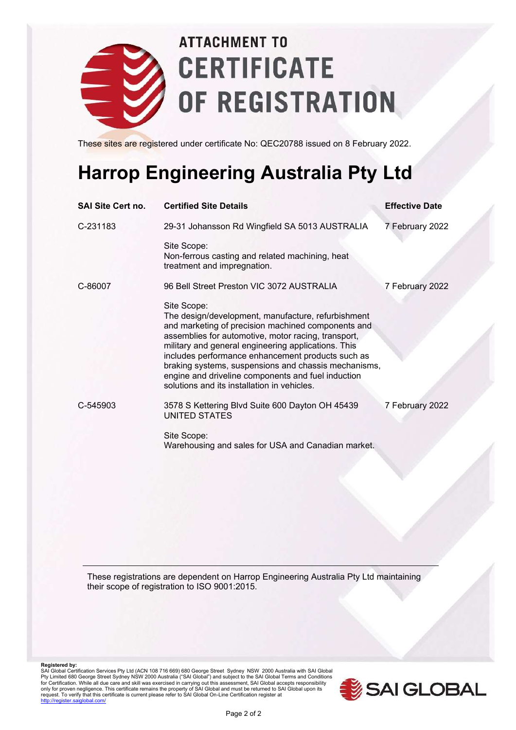# ATTACHMENT TO CERTIFICATE OF REGISTRATION

These sites are registered under certificate No: QEC20788 issued on 8 February 2022.

# Harrop Engineering Australia Pty Ltd

| SAI Site Cert no. | Certified Site Details | Effective Date |
|---|---|---|
| C-231183 | 29-31 Johansson Rd Wingfield SA 5013 AUSTRALIA<br><br>Site Scope:<br>Non-ferrous casting and related machining, heat treatment and impregnation. | 7 February 2022 |
| C-86007 | 96 Bell Street Preston VIC 3072 AUSTRALIA<br><br>Site Scope:<br>The design/development, manufacture, refurbishment and marketing of precision machined components and assemblies for automotive, motor racing, transport, military and general engineering applications. This includes performance enhancement products such as braking systems, suspensions and chassis mechanisms, engine and driveline components and fuel induction solutions and its installation in vehicles. | 7 February 2022 |
| C-545903 | 3578 S Kettering Blvd Suite 600 Dayton OH 45439 UNITED STATES<br><br>Site Scope:<br>Warehousing and sales for USA and Canadian market. | 7 February 2022 |

These registrations are dependent on Harrop Engineering Australia Pty Ltd maintaining their scope of registration to ISO 9001:2015.

**Registered by:**
SAI Global Certification Services Pty Ltd (ACN 108 716 669) 680 George Street Sydney NSW 2000 Australia with SAI Global Pty Limited 680 George Street Sydney NSW 2000 Australia ("SAI Global") and subject to the SAI Global Terms and Conditions for Certification. While all due care and skill was exercised in carrying out this assessment, SAI Global accepts responsibility only for proven negligence. This certificate remains the property of SAI Global and must be returned to SAI Global upon its request. To verify that this certificate is current please refer to SAI Global On-Line Certification register at http://register.saiglobal.com/

SAI GLOBAL